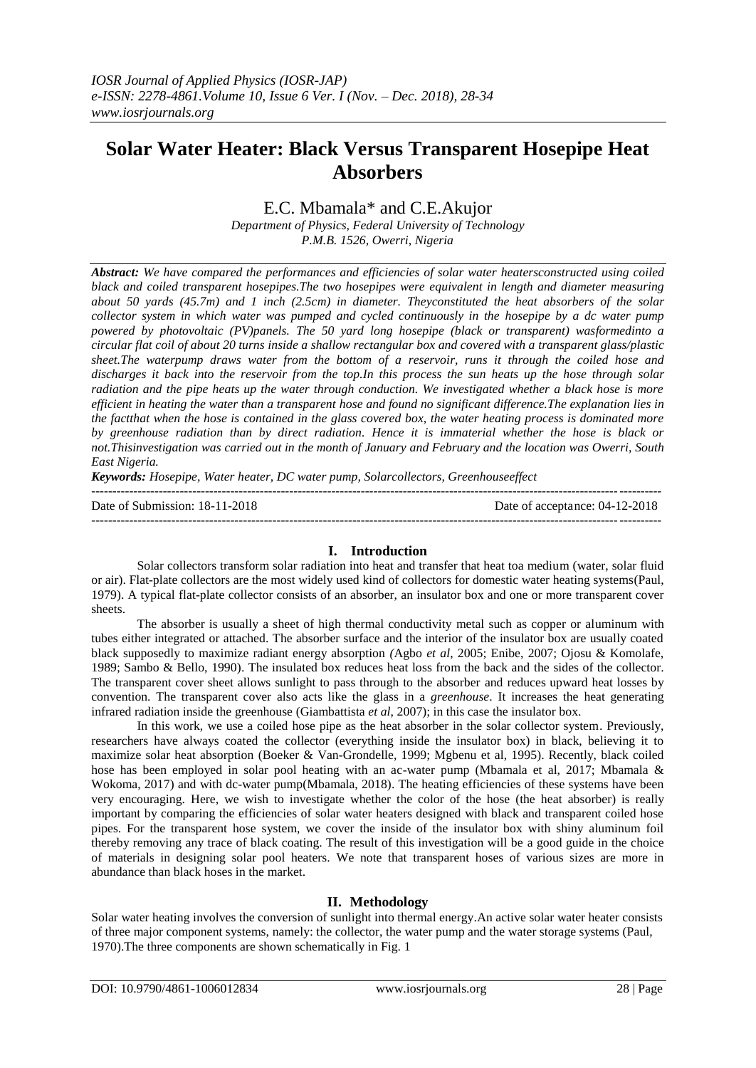# Solar Water Heater: Black Versus Transparent Hosepipe Heat Absorbers

E.C. Mbamala* and C.E.Akujor

*Department of Physics, Federal University of Technology*
*P.M.B. 1526, Owerri, Nigeria*

***Abstract:** We have compared the performances and efficiencies of solar water heatersconstructed using coiled black and coiled transparent hosepipes.The two hosepipes were equivalent in length and diameter measuring about 50 yards (45.7m) and 1 inch (2.5cm) in diameter. Theyconstituted the heat absorbers of the solar collector system in which water was pumped and cycled continuously in the hosepipe by a dc water pump powered by photovoltaic (PV)panels. The 50 yard long hosepipe (black or transparent) wasformedinto a circular flat coil of about 20 turns inside a shallow rectangular box and covered with a transparent glass/plastic sheet.The waterpump draws water from the bottom of a reservoir, runs it through the coiled hose and discharges it back into the reservoir from the top.In this process the sun heats up the hose through solar radiation and the pipe heats up the water through conduction. We investigated whether a black hose is more efficient in heating the water than a transparent hose and found no significant difference.The explanation lies in the factthat when the hose is contained in the glass covered box, the water heating process is dominated more by greenhouse radiation than by direct radiation. Hence it is immaterial whether the hose is black or not.Thisinvestigation was carried out in the month of January and February and the location was Owerri, South East Nigeria.*

***Keywords:** Hosepipe, Water heater, DC water pump, Solarcollectors, Greenhouseeffect*

---

Date of Submission: 18-11-2018 | Date of acceptance: 04-12-2018

---

## I. Introduction

Solar collectors transform solar radiation into heat and transfer that heat toa medium (water, solar fluid or air). Flat-plate collectors are the most widely used kind of collectors for domestic water heating systems(Paul, 1979). A typical flat-plate collector consists of an absorber, an insulator box and one or more transparent cover sheets.

The absorber is usually a sheet of high thermal conductivity metal such as copper or aluminum with tubes either integrated or attached. The absorber surface and the interior of the insulator box are usually coated black supposedly to maximize radiant energy absorption *(*Agbo *et al*, 2005; Enibe, 2007; Ojosu & Komolafe, 1989; Sambo & Bello, 1990). The insulated box reduces heat loss from the back and the sides of the collector. The transparent cover sheet allows sunlight to pass through to the absorber and reduces upward heat losses by convention. The transparent cover also acts like the glass in a *greenhouse*. It increases the heat generating infrared radiation inside the greenhouse (Giambattista *et al*, 2007); in this case the insulator box.

In this work, we use a coiled hose pipe as the heat absorber in the solar collector system. Previously, researchers have always coated the collector (everything inside the insulator box) in black, believing it to maximize solar heat absorption (Boeker & Van-Grondelle, 1999; Mgbenu et al, 1995). Recently, black coiled hose has been employed in solar pool heating with an ac-water pump (Mbamala et al, 2017; Mbamala & Wokoma, 2017) and with dc-water pump(Mbamala, 2018). The heating efficiencies of these systems have been very encouraging. Here, we wish to investigate whether the color of the hose (the heat absorber) is really important by comparing the efficiencies of solar water heaters designed with black and transparent coiled hose pipes. For the transparent hose system, we cover the inside of the insulator box with shiny aluminum foil thereby removing any trace of black coating. The result of this investigation will be a good guide in the choice of materials in designing solar pool heaters. We note that transparent hoses of various sizes are more in abundance than black hoses in the market.

## II. Methodology

Solar water heating involves the conversion of sunlight into thermal energy.An active solar water heater consists of three major component systems, namely: the collector, the water pump and the water storage systems (Paul, 1970).The three components are shown schematically in Fig. 1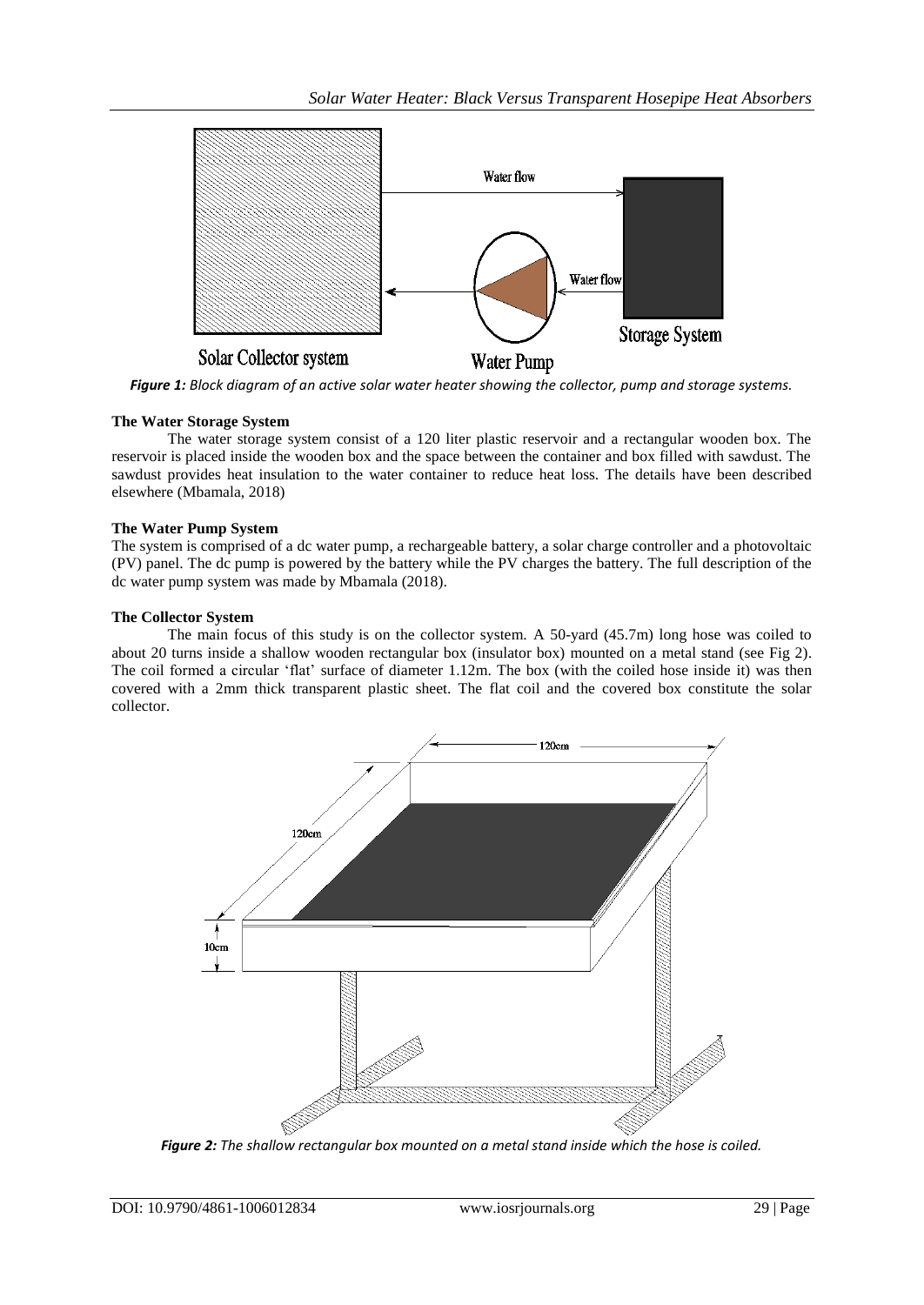*Figure 1: Block diagram of an active solar water heater showing the collector, pump and storage systems.*

**The Water Storage System**

The water storage system consist of a 120 liter plastic reservoir and a rectangular wooden box. The reservoir is placed inside the wooden box and the space between the container and box filled with sawdust. The sawdust provides heat insulation to the water container to reduce heat loss. The details have been described elsewhere (Mbamala, 2018)

**The Water Pump System**

The system is comprised of a dc water pump, a rechargeable battery, a solar charge controller and a photovoltaic (PV) panel. The dc pump is powered by the battery while the PV charges the battery. The full description of the dc water pump system was made by Mbamala (2018).

**The Collector System**

The main focus of this study is on the collector system. A 50-yard (45.7m) long hose was coiled to about 20 turns inside a shallow wooden rectangular box (insulator box) mounted on a metal stand (see Fig 2). The coil formed a circular 'flat' surface of diameter 1.12m. The box (with the coiled hose inside it) was then covered with a 2mm thick transparent plastic sheet. The flat coil and the covered box constitute the solar collector.

*Figure 2: The shallow rectangular box mounted on a metal stand inside which the hose is coiled.*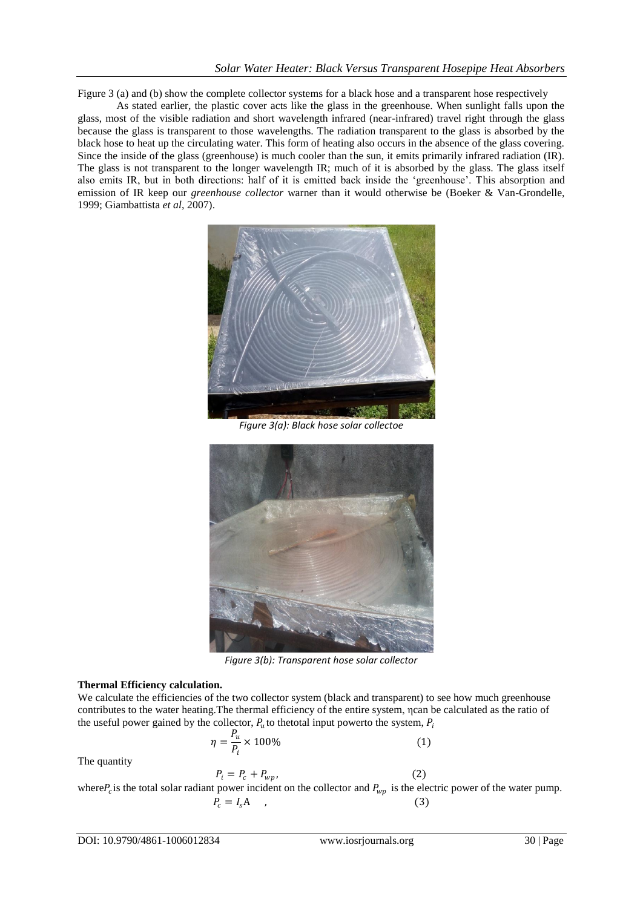Figure 3 (a) and (b) show the complete collector systems for a black hose and a transparent hose respectively

As stated earlier, the plastic cover acts like the glass in the greenhouse. When sunlight falls upon the glass, most of the visible radiation and short wavelength infrared (near-infrared) travel right through the glass because the glass is transparent to those wavelengths. The radiation transparent to the glass is absorbed by the black hose to heat up the circulating water. This form of heating also occurs in the absence of the glass covering. Since the inside of the glass (greenhouse) is much cooler than the sun, it emits primarily infrared radiation (IR). The glass is not transparent to the longer wavelength IR; much of it is absorbed by the glass. The glass itself also emits IR, but in both directions: half of it is emitted back inside the 'greenhouse'. This absorption and emission of IR keep our *greenhouse collector* warner than it would otherwise be (Boeker & Van-Grondelle, 1999; Giambattista *et al*, 2007).

*Figure 3(a): Black hose solar collectoe*

*Figure 3(b): Transparent hose solar collector*

**Thermal Efficiency calculation.**

We calculate the efficiencies of the two collector system (black and transparent) to see how much greenhouse contributes to the water heating.The thermal efficiency of the entire system, ηcan be calculated as the ratio of the useful power gained by the collector, $P_u$ to thetotal input powerto the system, $P_i$

$$\eta = \frac{P_u}{P_i} \times 100\% \qquad (1)$$

The quantity

$$P_i = P_c + P_{wp}, \qquad (2)$$

where$P_c$ is the total solar radiant power incident on the collector and $P_{wp}$ is the electric power of the water pump.

$$P_c = I_s A \quad , \qquad (3)$$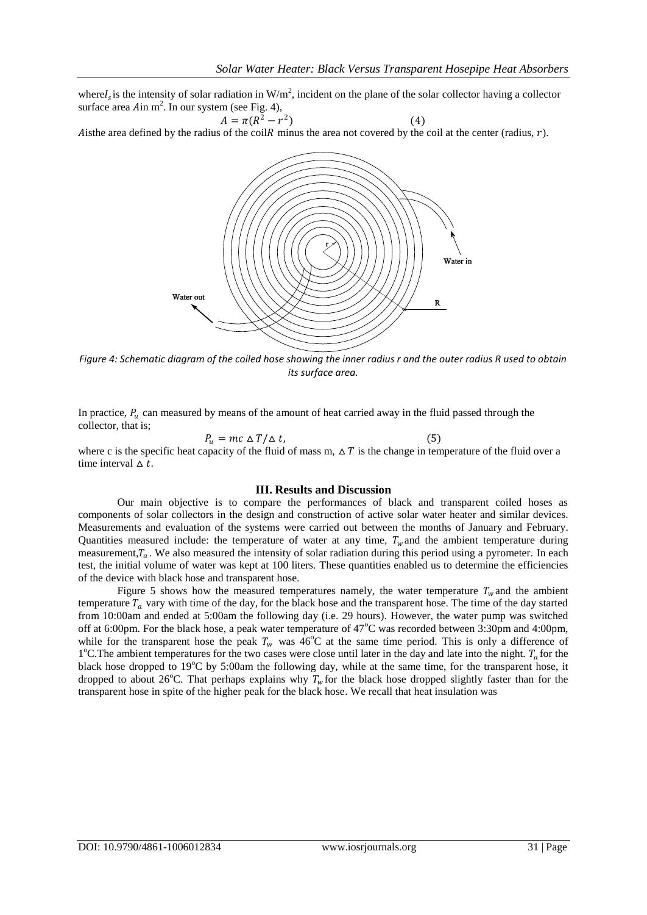where $I_s$ is the intensity of solar radiation in W/m$^2$, incident on the plane of the solar collector having a collector surface area $A$ in m$^2$. In our system (see Fig. 4),

$$A = \pi(R^2 - r^2) \quad (4)$$

$A$ is the area defined by the radius of the coil $R$ minus the area not covered by the coil at the center (radius, $r$).

*Figure 4: Schematic diagram of the coiled hose showing the inner radius r and the outer radius R used to obtain its surface area.*

In practice, $P_u$ can measured by means of the amount of heat carried away in the fluid passed through the collector, that is;

$$P_u = mc\,\Delta T/\Delta t, \quad (5)$$

where c is the specific heat capacity of the fluid of mass m, $\Delta T$ is the change in temperature of the fluid over a time interval $\Delta t$.

## III. Results and Discussion

Our main objective is to compare the performances of black and transparent coiled hoses as components of solar collectors in the design and construction of active solar water heater and similar devices. Measurements and evaluation of the systems were carried out between the months of January and February. Quantities measured include: the temperature of water at any time, $T_w$ and the ambient temperature during measurement, $T_a$. We also measured the intensity of solar radiation during this period using a pyrometer. In each test, the initial volume of water was kept at 100 liters. These quantities enabled us to determine the efficiencies of the device with black hose and transparent hose.

Figure 5 shows how the measured temperatures namely, the water temperature $T_w$ and the ambient temperature $T_a$ vary with time of the day, for the black hose and the transparent hose. The time of the day started from 10:00am and ended at 5:00am the following day (i.e. 29 hours). However, the water pump was switched off at 6:00pm. For the black hose, a peak water temperature of 47°C was recorded between 3:30pm and 4:00pm, while for the transparent hose the peak $T_w$ was 46°C at the same time period. This is only a difference of 1°C. The ambient temperatures for the two cases were close until later in the day and late into the night. $T_a$ for the black hose dropped to 19°C by 5:00am the following day, while at the same time, for the transparent hose, it dropped to about 26°C. That perhaps explains why $T_w$ for the black hose dropped slightly faster than for the transparent hose in spite of the higher peak for the black hose. We recall that heat insulation was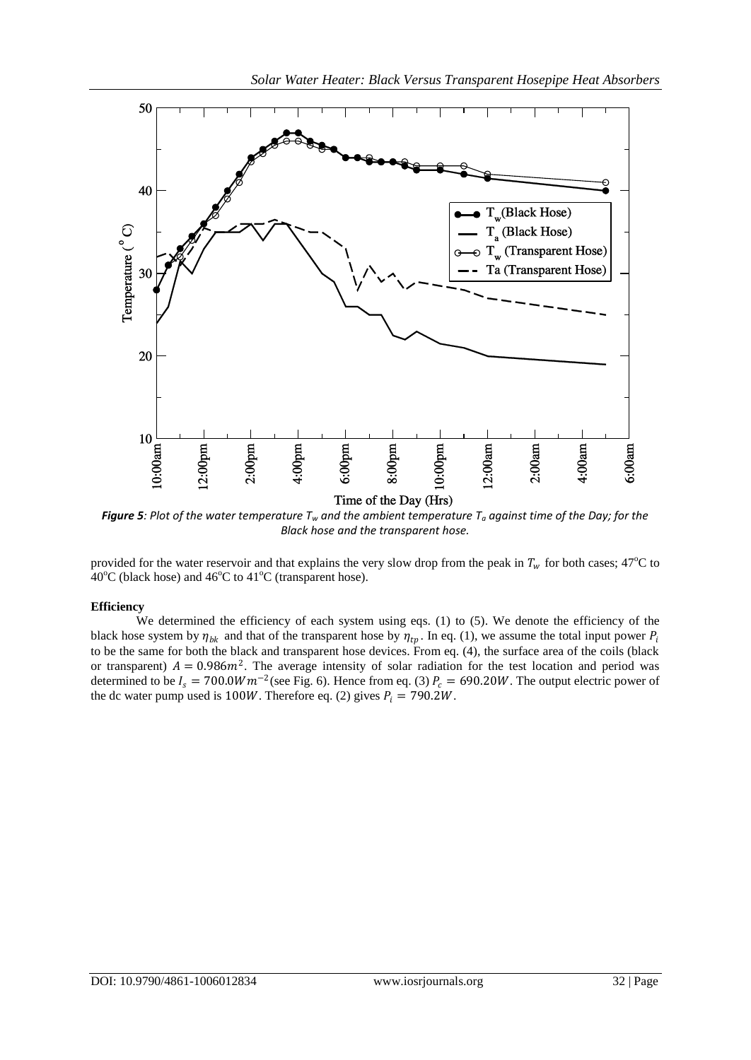*Figure 5: Plot of the water temperature $T_w$ and the ambient temperature $T_a$ against time of the Day; for the Black hose and the transparent hose.*

provided for the water reservoir and that explains the very slow drop from the peak in $T_w$ for both cases; 47°C to 40°C (black hose) and 46°C to 41°C (transparent hose).

**Efficiency**

We determined the efficiency of each system using eqs. (1) to (5). We denote the efficiency of the black hose system by $\eta_{bk}$ and that of the transparent hose by $\eta_{tp}$. In eq. (1), we assume the total input power $P_i$ to be the same for both the black and transparent hose devices. From eq. (4), the surface area of the coils (black or transparent) $A = 0.986m^2$. The average intensity of solar radiation for the test location and period was determined to be $I_s = 700.0Wm^{-2}$ (see Fig. 6). Hence from eq. (3) $P_c = 690.20W$. The output electric power of the dc water pump used is $100W$. Therefore eq. (2) gives $P_i = 790.2W$.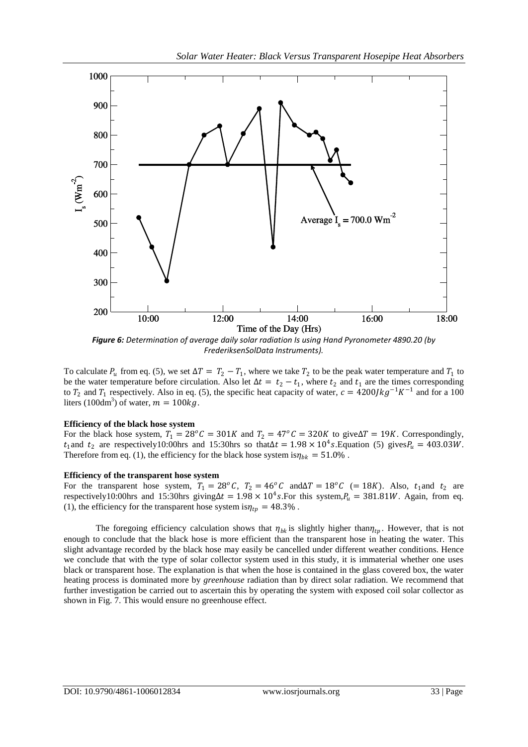*Figure 6: Determination of average daily solar radiation Is using Hand Pyronometer 4890.20 (by FrederiksenSolData Instruments).*

To calculate $P_u$ from eq. (5), we set $\Delta T = T_2 - T_1$, where we take $T_2$ to be the peak water temperature and $T_1$ to be the water temperature before circulation. Also let $\Delta t = t_2 - t_1$, where $t_2$ and $t_1$ are the times corresponding to $T_2$ and $T_1$ respectively. Also in eq. (5), the specific heat capacity of water, $c = 4200 J kg^{-1} K^{-1}$ and for a 100 liters ($100 dm^3$) of water, $m = 100 kg$.

**Efficiency of the black hose system**

For the black hose system, $T_1 = 28^o C = 301 K$ and $T_2 = 47^o C = 320 K$ to give $\Delta T = 19 K$. Correspondingly, $t_1$ and $t_2$ are respectively 10:00hrs and 15:30hrs so that $\Delta t = 1.98 \times 10^4 s$. Equation (5) gives $P_u = 403.03 W$. Therefore from eq. (1), the efficiency for the black hose system is $\eta_{bk} = 51.0\%$.

**Efficiency of the transparent hose system**

For the transparent hose system, $T_1 = 28^o C$, $T_2 = 46^o C$ and $\Delta T = 18^o C$ $(= 18 K)$. Also, $t_1$ and $t_2$ are respectively 10:00hrs and 15:30hrs giving $\Delta t = 1.98 \times 10^4 s$. For this system, $P_u = 381.81 W$. Again, from eq. (1), the efficiency for the transparent hose system is $\eta_{tp} = 48.3\%$.

The foregoing efficiency calculation shows that $\eta_{bk}$ is slightly higher than $\eta_{tp}$. However, that is not enough to conclude that the black hose is more efficient than the transparent hose in heating the water. This slight advantage recorded by the black hose may easily be cancelled under different weather conditions. Hence we conclude that with the type of solar collector system used in this study, it is immaterial whether one uses black or transparent hose. The explanation is that when the hose is contained in the glass covered box, the water heating process is dominated more by *greenhouse* radiation than by direct solar radiation. We recommend that further investigation be carried out to ascertain this by operating the system with exposed coil solar collector as shown in Fig. 7. This would ensure no greenhouse effect.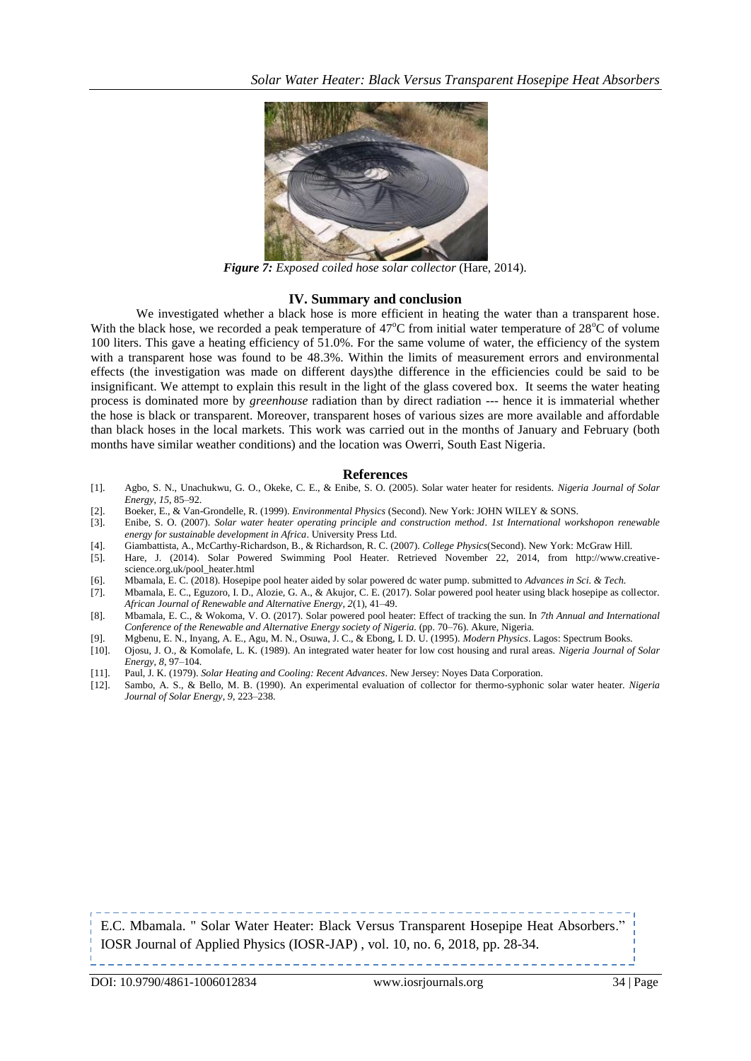*Figure 7: Exposed coiled hose solar collector* (Hare, 2014).

## IV. Summary and conclusion

We investigated whether a black hose is more efficient in heating the water than a transparent hose. With the black hose, we recorded a peak temperature of 47°C from initial water temperature of 28°C of volume 100 liters. This gave a heating efficiency of 51.0%. For the same volume of water, the efficiency of the system with a transparent hose was found to be 48.3%. Within the limits of measurement errors and environmental effects (the investigation was made on different days)the difference in the efficiencies could be said to be insignificant. We attempt to explain this result in the light of the glass covered box. It seems the water heating process is dominated more by *greenhouse* radiation than by direct radiation --- hence it is immaterial whether the hose is black or transparent. Moreover, transparent hoses of various sizes are more available and affordable than black hoses in the local markets. This work was carried out in the months of January and February (both months have similar weather conditions) and the location was Owerri, South East Nigeria.

## References

[1]. Agbo, S. N., Unachukwu, G. O., Okeke, C. E., & Enibe, S. O. (2005). Solar water heater for residents. *Nigeria Journal of Solar Energy*, *15*, 85–92.

[2]. Boeker, E., & Van-Grondelle, R. (1999). *Environmental Physics* (Second). New York: JOHN WILEY & SONS.

[3]. Enibe, S. O. (2007). *Solar water heater operating principle and construction method*. *1st International workshopon renewable energy for sustainable development in Africa*. University Press Ltd.

[4]. Giambattista, A., McCarthy-Richardson, B., & Richardson, R. C. (2007). *College Physics*(Second). New York: McGraw Hill.

[5]. Hare, J. (2014). Solar Powered Swimming Pool Heater. Retrieved November 22, 2014, from http://www.creative-science.org.uk/pool_heater.html

[6]. Mbamala, E. C. (2018). Hosepipe pool heater aided by solar powered dc water pump. submitted to *Advances in Sci. & Tech.*

[7]. Mbamala, E. C., Eguzoro, I. D., Alozie, G. A., & Akujor, C. E. (2017). Solar powered pool heater using black hosepipe as collector. *African Journal of Renewable and Alternative Energy*, *2*(1), 41–49.

[8]. Mbamala, E. C., & Wokoma, V. O. (2017). Solar powered pool heater: Effect of tracking the sun. In *7th Annual and International Conference of the Renewable and Alternative Energy society of Nigeria.* (pp. 70–76). Akure, Nigeria.

[9]. Mgbenu, E. N., Inyang, A. E., Agu, M. N., Osuwa, J. C., & Ebong, I. D. U. (1995). *Modern Physics*. Lagos: Spectrum Books.

[10]. Ojosu, J. O., & Komolafe, L. K. (1989). An integrated water heater for low cost housing and rural areas. *Nigeria Journal of Solar Energy*, *8*, 97–104.

[11]. Paul, J. K. (1979). *Solar Heating and Cooling: Recent Advances*. New Jersey: Noyes Data Corporation.

[12]. Sambo, A. S., & Bello, M. B. (1990). An experimental evaluation of collector for thermo-syphonic solar water heater. *Nigeria Journal of Solar Energy*, *9*, 223–238.

E.C. Mbamala. " Solar Water Heater: Black Versus Transparent Hosepipe Heat Absorbers." IOSR Journal of Applied Physics (IOSR-JAP) , vol. 10, no. 6, 2018, pp. 28-34.